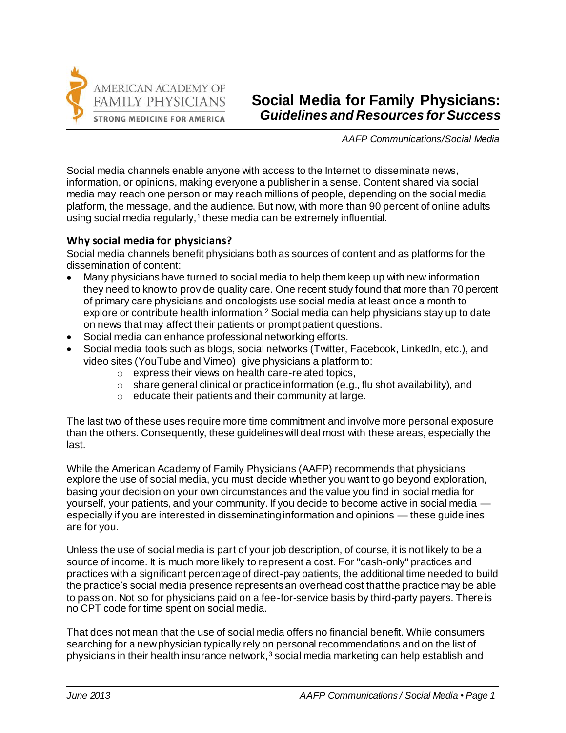# Social Media for Family Physicians: *Guidelines and Resources for Success*

*AAFP Communications/Social Media*

Social media channels enable anyone with access to the Internet to disseminate news, information, or opinions, making everyone a publisher in a sense. Content shared via social media may reach one person or may reach millions of people, depending on the social media platform, the message, and the audience. But now, with more than 90 percent of online adults using social media regularly,[1] these media can be extremely influential.

## Why social media for physicians?

Social media channels benefit physicians both as sources of content and as platforms for the dissemination of content:

- Many physicians have turned to social media to help them keep up with new information they need to know to provide quality care. One recent study found that more than 70 percent of primary care physicians and oncologists use social media at least once a month to explore or contribute health information.[2] Social media can help physicians stay up to date on news that may affect their patients or prompt patient questions.
- Social media can enhance professional networking efforts.
- Social media tools such as blogs, social networks (Twitter, Facebook, LinkedIn, etc.), and video sites (YouTube and Vimeo) give physicians a platform to:
  - express their views on health care-related topics,
  - share general clinical or practice information (e.g., flu shot availability), and
  - educate their patients and their community at large.

The last two of these uses require more time commitment and involve more personal exposure than the others. Consequently, these guidelines will deal most with these areas, especially the last.

While the American Academy of Family Physicians (AAFP) recommends that physicians explore the use of social media, you must decide whether you want to go beyond exploration, basing your decision on your own circumstances and the value you find in social media for yourself, your patients, and your community. If you decide to become active in social media — especially if you are interested in disseminating information and opinions — these guidelines are for you.

Unless the use of social media is part of your job description, of course, it is not likely to be a source of income. It is much more likely to represent a cost. For "cash-only" practices and practices with a significant percentage of direct-pay patients, the additional time needed to build the practice's social media presence represents an overhead cost that the practice may be able to pass on. Not so for physicians paid on a fee-for-service basis by third-party payers. There is no CPT code for time spent on social media.

That does not mean that the use of social media offers no financial benefit. While consumers searching for a new physician typically rely on personal recommendations and on the list of physicians in their health insurance network,[3] social media marketing can help establish and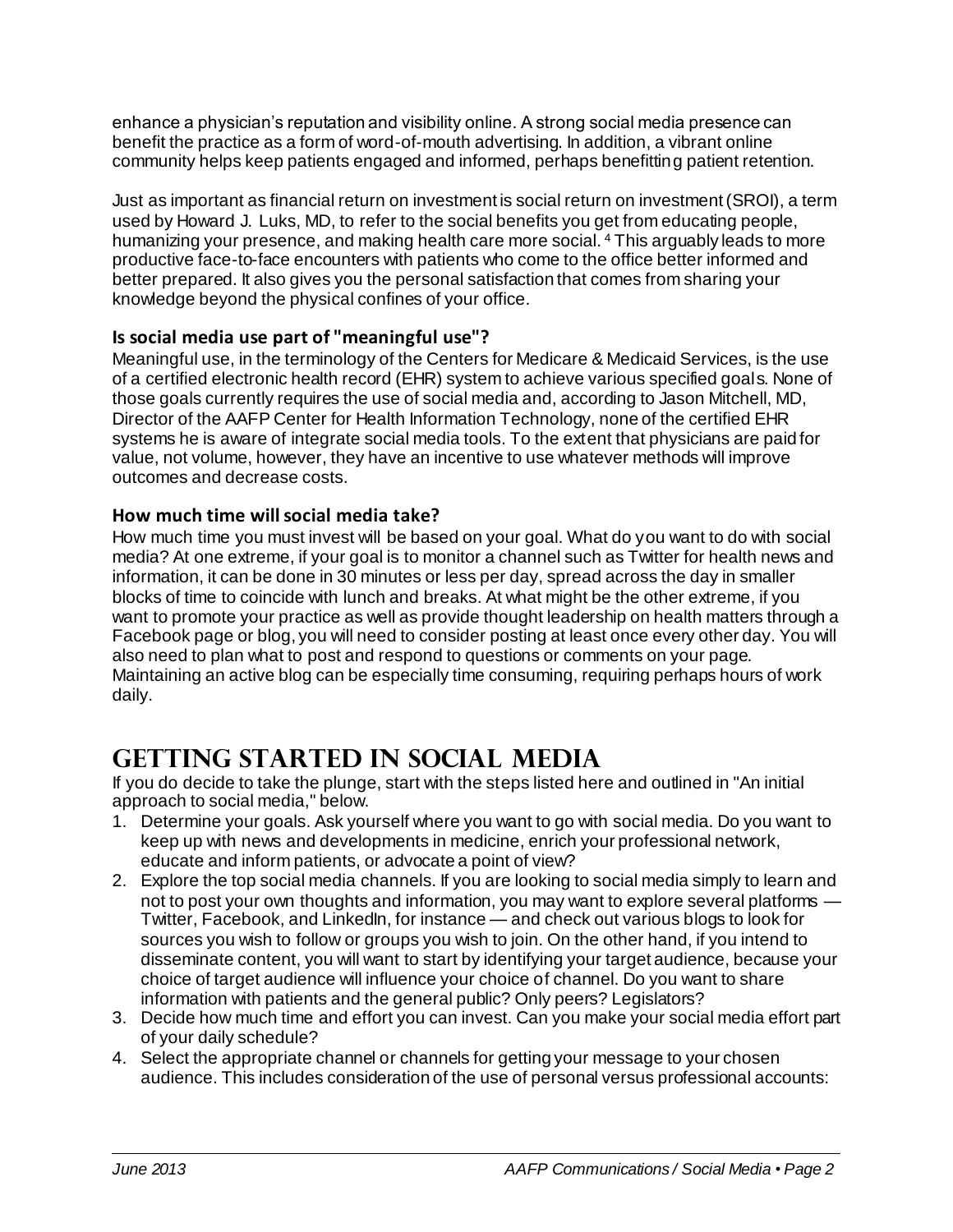enhance a physician's reputation and visibility online. A strong social media presence can benefit the practice as a form of word-of-mouth advertising. In addition, a vibrant online community helps keep patients engaged and informed, perhaps benefitting patient retention.

Just as important as financial return on investment is social return on investment (SROI), a term used by Howard J. Luks, MD, to refer to the social benefits you get from educating people, humanizing your presence, and making health care more social. [4] This arguably leads to more productive face-to-face encounters with patients who come to the office better informed and better prepared. It also gives you the personal satisfaction that comes from sharing your knowledge beyond the physical confines of your office.

### Is social media use part of "meaningful use"?

Meaningful use, in the terminology of the Centers for Medicare & Medicaid Services, is the use of a certified electronic health record (EHR) system to achieve various specified goals. None of those goals currently requires the use of social media and, according to Jason Mitchell, MD, Director of the AAFP Center for Health Information Technology, none of the certified EHR systems he is aware of integrate social media tools. To the extent that physicians are paid for value, not volume, however, they have an incentive to use whatever methods will improve outcomes and decrease costs.

### How much time will social media take?

How much time you must invest will be based on your goal. What do you want to do with social media? At one extreme, if your goal is to monitor a channel such as Twitter for health news and information, it can be done in 30 minutes or less per day, spread across the day in smaller blocks of time to coincide with lunch and breaks. At what might be the other extreme, if you want to promote your practice as well as provide thought leadership on health matters through a Facebook page or blog, you will need to consider posting at least once every other day. You will also need to plan what to post and respond to questions or comments on your page. Maintaining an active blog can be especially time consuming, requiring perhaps hours of work daily.

## Getting Started in Social Media

If you do decide to take the plunge, start with the steps listed here and outlined in "An initial approach to social media," below.

1. Determine your goals. Ask yourself where you want to go with social media. Do you want to keep up with news and developments in medicine, enrich your professional network, educate and inform patients, or advocate a point of view?
2. Explore the top social media channels. If you are looking to social media simply to learn and not to post your own thoughts and information, you may want to explore several platforms — Twitter, Facebook, and LinkedIn, for instance — and check out various blogs to look for sources you wish to follow or groups you wish to join. On the other hand, if you intend to disseminate content, you will want to start by identifying your target audience, because your choice of target audience will influence your choice of channel. Do you want to share information with patients and the general public? Only peers? Legislators?
3. Decide how much time and effort you can invest. Can you make your social media effort part of your daily schedule?
4. Select the appropriate channel or channels for getting your message to your chosen audience. This includes consideration of the use of personal versus professional accounts: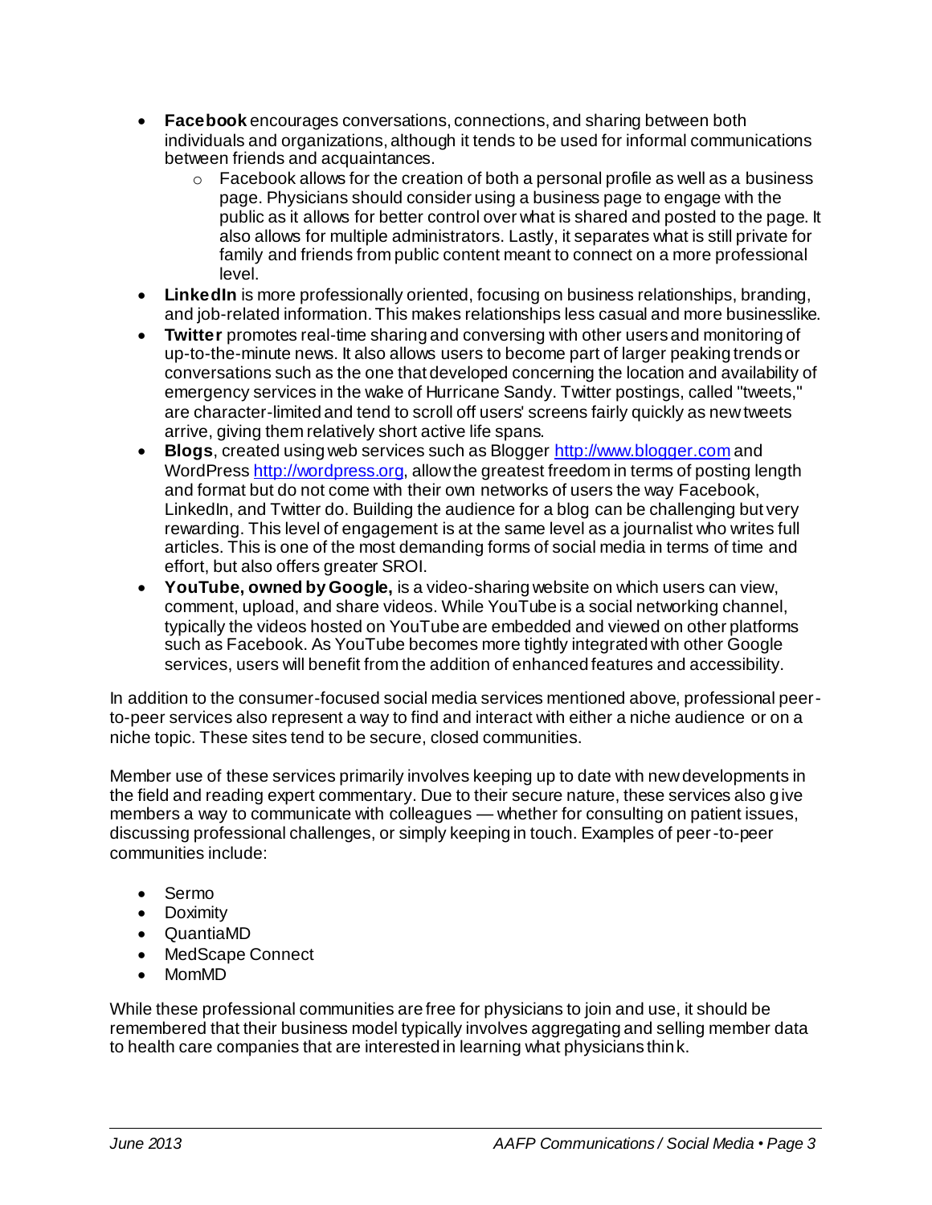- **Facebook** encourages conversations, connections, and sharing between both individuals and organizations, although it tends to be used for informal communications between friends and acquaintances.
    - Facebook allows for the creation of both a personal profile as well as a business page. Physicians should consider using a business page to engage with the public as it allows for better control over what is shared and posted to the page. It also allows for multiple administrators. Lastly, it separates what is still private for family and friends from public content meant to connect on a more professional level.
- **LinkedIn** is more professionally oriented, focusing on business relationships, branding, and job-related information. This makes relationships less casual and more businesslike.
- **Twitter** promotes real-time sharing and conversing with other users and monitoring of up-to-the-minute news. It also allows users to become part of larger peaking trends or conversations such as the one that developed concerning the location and availability of emergency services in the wake of Hurricane Sandy. Twitter postings, called "tweets," are character-limited and tend to scroll off users' screens fairly quickly as new tweets arrive, giving them relatively short active life spans.
- **Blogs**, created using web services such as Blogger [http://www.blogger.com](http://www.blogger.com) and WordPress [http://wordpress.org](http://wordpress.org), allow the greatest freedom in terms of posting length and format but do not come with their own networks of users the way Facebook, LinkedIn, and Twitter do. Building the audience for a blog can be challenging but very rewarding. This level of engagement is at the same level as a journalist who writes full articles. This is one of the most demanding forms of social media in terms of time and effort, but also offers greater SROI.
- **YouTube, owned by Google,** is a video-sharing website on which users can view, comment, upload, and share videos. While YouTube is a social networking channel, typically the videos hosted on YouTube are embedded and viewed on other platforms such as Facebook. As YouTube becomes more tightly integrated with other Google services, users will benefit from the addition of enhanced features and accessibility.

In addition to the consumer-focused social media services mentioned above, professional peer-to-peer services also represent a way to find and interact with either a niche audience or on a niche topic. These sites tend to be secure, closed communities.

Member use of these services primarily involves keeping up to date with new developments in the field and reading expert commentary. Due to their secure nature, these services also give members a way to communicate with colleagues — whether for consulting on patient issues, discussing professional challenges, or simply keeping in touch. Examples of peer-to-peer communities include:

- Sermo
- Doximity
- QuantiaMD
- MedScape Connect
- MomMD

While these professional communities are free for physicians to join and use, it should be remembered that their business model typically involves aggregating and selling member data to health care companies that are interested in learning what physicians think.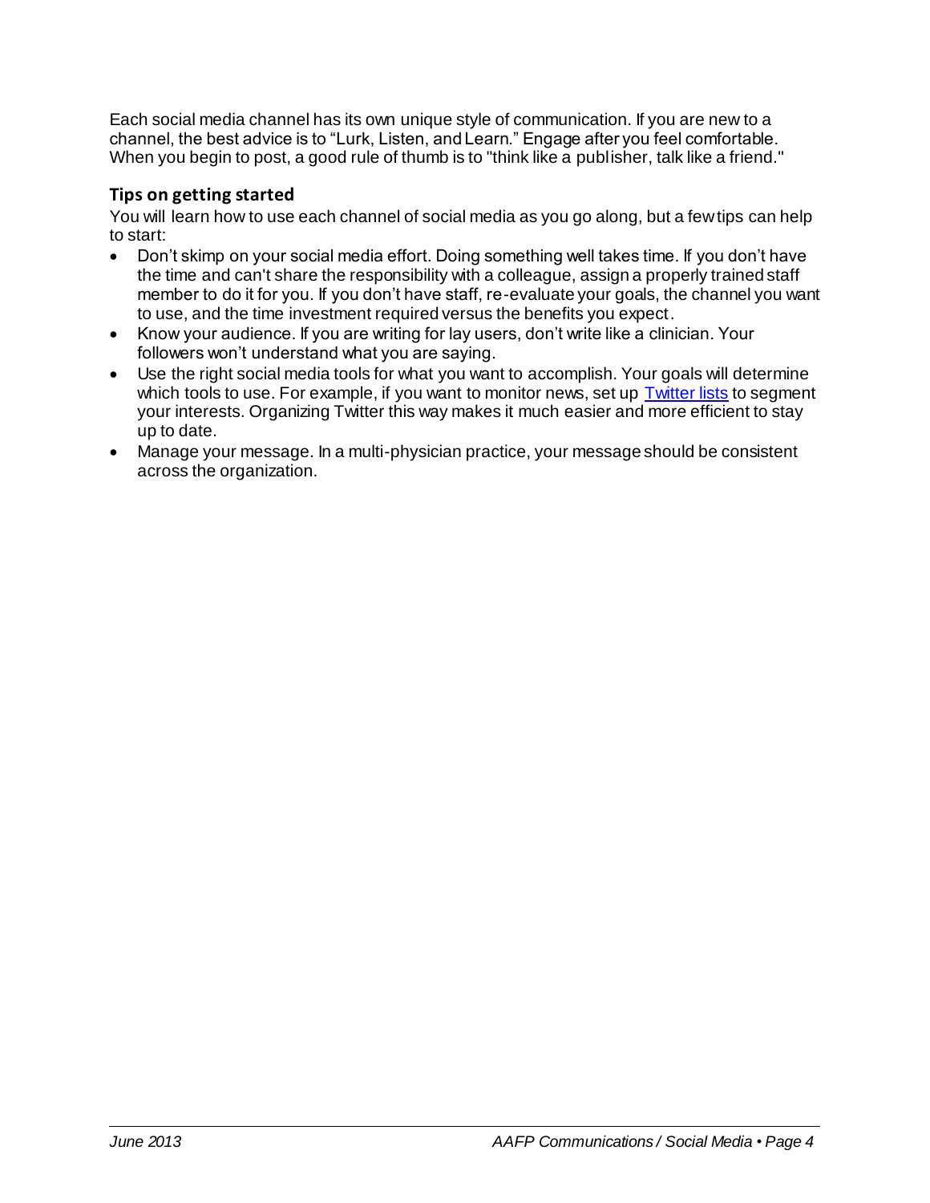Each social media channel has its own unique style of communication. If you are new to a channel, the best advice is to "Lurk, Listen, and Learn." Engage after you feel comfortable. When you begin to post, a good rule of thumb is to "think like a publisher, talk like a friend."

### Tips on getting started

You will learn how to use each channel of social media as you go along, but a few tips can help to start:

- Don't skimp on your social media effort. Doing something well takes time. If you don't have the time and can't share the responsibility with a colleague, assign a properly trained staff member to do it for you. If you don't have staff, re-evaluate your goals, the channel you want to use, and the time investment required versus the benefits you expect.
- Know your audience. If you are writing for lay users, don't write like a clinician. Your followers won't understand what you are saying.
- Use the right social media tools for what you want to accomplish. Your goals will determine which tools to use. For example, if you want to monitor news, set up Twitter lists to segment your interests. Organizing Twitter this way makes it much easier and more efficient to stay up to date.
- Manage your message. In a multi-physician practice, your message should be consistent across the organization.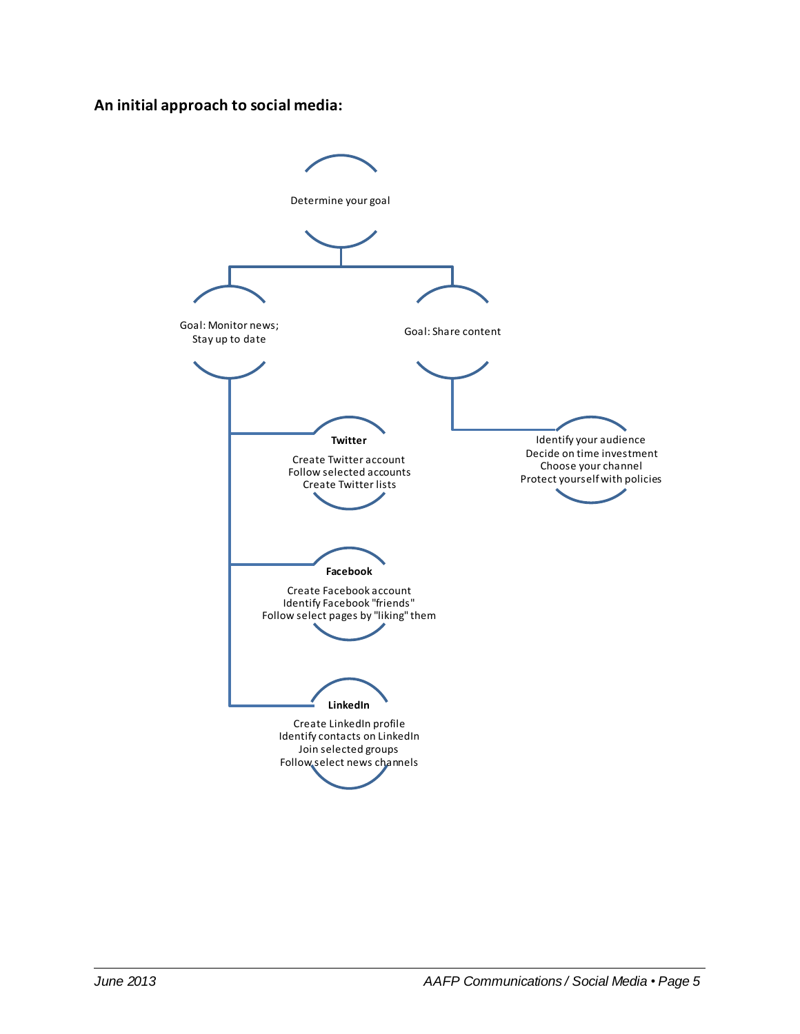**An initial approach to social media:**

- Determine your goal
  - Goal: Monitor news; Stay up to date
    - **Twitter**
      - Create Twitter account
      - Follow selected accounts
      - Create Twitter lists
    - **Facebook**
      - Create Facebook account
      - Identify Facebook "friends"
      - Follow select pages by "liking" them
    - **LinkedIn**
      - Create LinkedIn profile
      - Identify contacts on LinkedIn
      - Join selected groups
      - Follow select news channels
  - Goal: Share content
    - Identify your audience
    - Decide on time investment
    - Choose your channel
    - Protect yourself with policies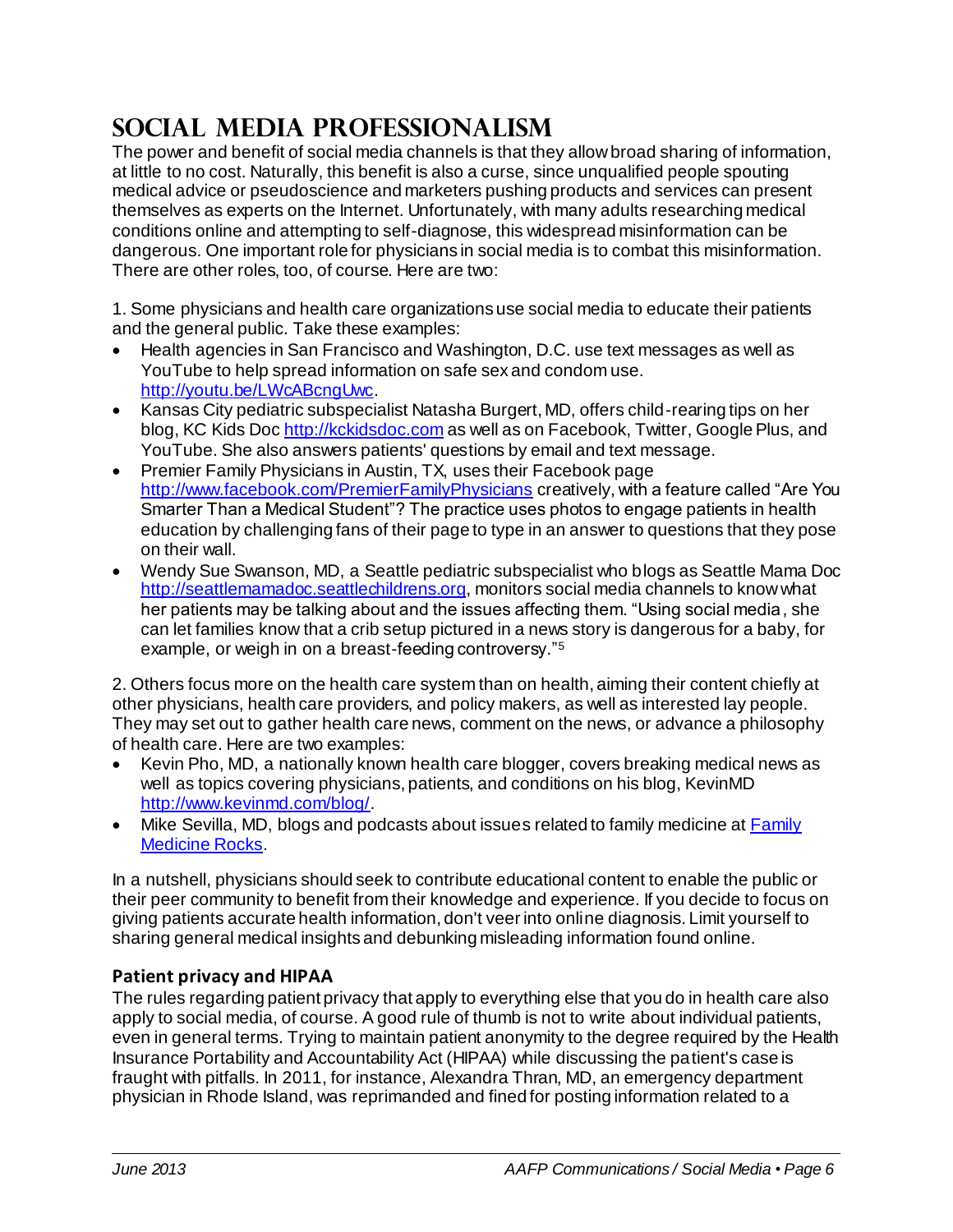# Social Media Professionalism

The power and benefit of social media channels is that they allow broad sharing of information, at little to no cost. Naturally, this benefit is also a curse, since unqualified people spouting medical advice or pseudoscience and marketers pushing products and services can present themselves as experts on the Internet. Unfortunately, with many adults researching medical conditions online and attempting to self-diagnose, this widespread misinformation can be dangerous. One important role for physicians in social media is to combat this misinformation. There are other roles, too, of course. Here are two:

1. Some physicians and health care organizations use social media to educate their patients and the general public. Take these examples:

- Health agencies in San Francisco and Washington, D.C. use text messages as well as YouTube to help spread information on safe sex and condom use. [http://youtu.be/LWcABcngUwc](http://youtu.be/LWcABcngUwc).
- Kansas City pediatric subspecialist Natasha Burgert, MD, offers child-rearing tips on her blog, KC Kids Doc [http://kckidsdoc.com](http://kckidsdoc.com) as well as on Facebook, Twitter, Google Plus, and YouTube. She also answers patients' questions by email and text message.
- Premier Family Physicians in Austin, TX, uses their Facebook page [http://www.facebook.com/PremierFamilyPhysicians](http://www.facebook.com/PremierFamilyPhysicians) creatively, with a feature called "Are You Smarter Than a Medical Student"? The practice uses photos to engage patients in health education by challenging fans of their page to type in an answer to questions that they pose on their wall.
- Wendy Sue Swanson, MD, a Seattle pediatric subspecialist who blogs as Seattle Mama Doc [http://seattlemamadoc.seattlechildrens.org](http://seattlemamadoc.seattlechildrens.org), monitors social media channels to know what her patients may be talking about and the issues affecting them. "Using social media, she can let families know that a crib setup pictured in a news story is dangerous for a baby, for example, or weigh in on a breast-feeding controversy."[5]

2. Others focus more on the health care system than on health, aiming their content chiefly at other physicians, health care providers, and policy makers, as well as interested lay people. They may set out to gather health care news, comment on the news, or advance a philosophy of health care. Here are two examples:

- Kevin Pho, MD, a nationally known health care blogger, covers breaking medical news as well as topics covering physicians, patients, and conditions on his blog, KevinMD [http://www.kevinmd.com/blog/](http://www.kevinmd.com/blog/).
- Mike Sevilla, MD, blogs and podcasts about issues related to family medicine at Family Medicine Rocks.

In a nutshell, physicians should seek to contribute educational content to enable the public or their peer community to benefit from their knowledge and experience. If you decide to focus on giving patients accurate health information, don't veer into online diagnosis. Limit yourself to sharing general medical insights and debunking misleading information found online.

### Patient privacy and HIPAA

The rules regarding patient privacy that apply to everything else that you do in health care also apply to social media, of course. A good rule of thumb is not to write about individual patients, even in general terms. Trying to maintain patient anonymity to the degree required by the Health Insurance Portability and Accountability Act (HIPAA) while discussing the patient's case is fraught with pitfalls. In 2011, for instance, Alexandra Thran, MD, an emergency department physician in Rhode Island, was reprimanded and fined for posting information related to a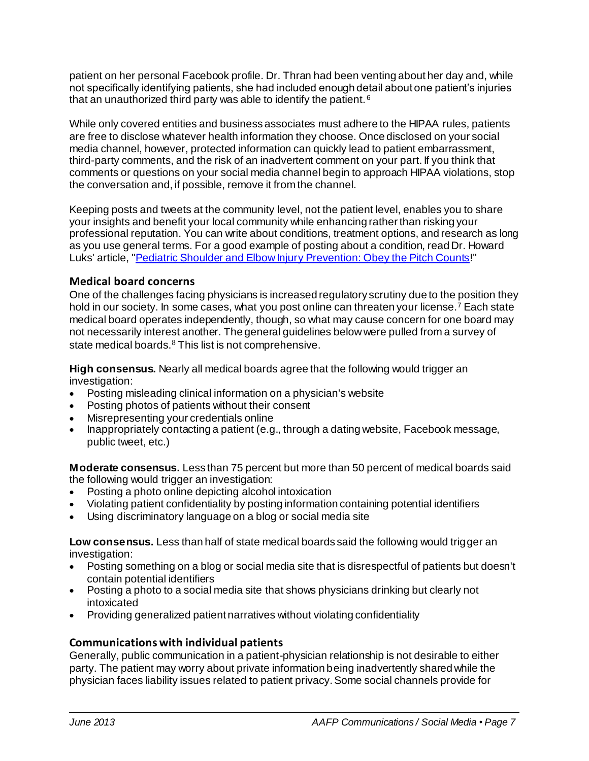patient on her personal Facebook profile. Dr. Thran had been venting about her day and, while not specifically identifying patients, she had included enough detail about one patient's injuries that an unauthorized third party was able to identify the patient.[6]

While only covered entities and business associates must adhere to the HIPAA rules, patients are free to disclose whatever health information they choose. Once disclosed on your social media channel, however, protected information can quickly lead to patient embarrassment, third-party comments, and the risk of an inadvertent comment on your part. If you think that comments or questions on your social media channel begin to approach HIPAA violations, stop the conversation and, if possible, remove it from the channel.

Keeping posts and tweets at the community level, not the patient level, enables you to share your insights and benefit your local community while enhancing rather than risking your professional reputation. You can write about conditions, treatment options, and research as long as you use general terms. For a good example of posting about a condition, read Dr. Howard Luks' article, "[Pediatric Shoulder and Elbow Injury Prevention: Obey the Pitch Counts]!"

### Medical board concerns

One of the challenges facing physicians is increased regulatory scrutiny due to the position they hold in our society. In some cases, what you post online can threaten your license.[7] Each state medical board operates independently, though, so what may cause concern for one board may not necessarily interest another. The general guidelines below were pulled from a survey of state medical boards.[8] This list is not comprehensive.

**High consensus.** Nearly all medical boards agree that the following would trigger an investigation:

- Posting misleading clinical information on a physician's website
- Posting photos of patients without their consent
- Misrepresenting your credentials online
- Inappropriately contacting a patient (e.g., through a dating website, Facebook message, public tweet, etc.)

**Moderate consensus.** Less than 75 percent but more than 50 percent of medical boards said the following would trigger an investigation:

- Posting a photo online depicting alcohol intoxication
- Violating patient confidentiality by posting information containing potential identifiers
- Using discriminatory language on a blog or social media site

**Low consensus.** Less than half of state medical boards said the following would trigger an investigation:

- Posting something on a blog or social media site that is disrespectful of patients but doesn't contain potential identifiers
- Posting a photo to a social media site that shows physicians drinking but clearly not intoxicated
- Providing generalized patient narratives without violating confidentiality

### Communications with individual patients

Generally, public communication in a patient-physician relationship is not desirable to either party. The patient may worry about private information being inadvertently shared while the physician faces liability issues related to patient privacy. Some social channels provide for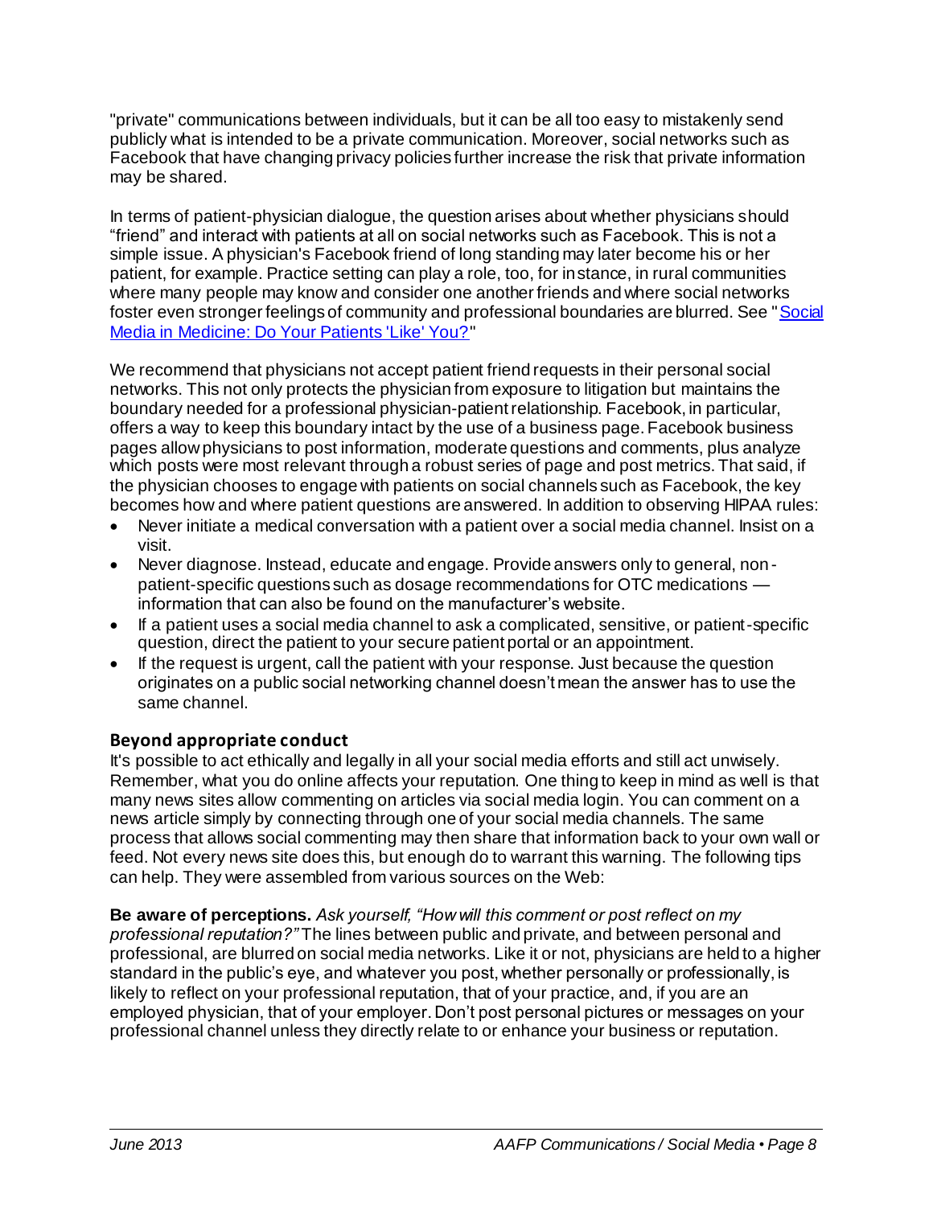"private" communications between individuals, but it can be all too easy to mistakenly send publicly what is intended to be a private communication. Moreover, social networks such as Facebook that have changing privacy policies further increase the risk that private information may be shared.

In terms of patient-physician dialogue, the question arises about whether physicians should "friend" and interact with patients at all on social networks such as Facebook. This is not a simple issue. A physician's Facebook friend of long standing may later become his or her patient, for example. Practice setting can play a role, too, for instance, in rural communities where many people may know and consider one another friends and where social networks foster even stronger feelings of community and professional boundaries are blurred. See "Social Media in Medicine: Do Your Patients 'Like' You?"

We recommend that physicians not accept patient friend requests in their personal social networks. This not only protects the physician from exposure to litigation but maintains the boundary needed for a professional physician-patient relationship. Facebook, in particular, offers a way to keep this boundary intact by the use of a business page. Facebook business pages allow physicians to post information, moderate questions and comments, plus analyze which posts were most relevant through a robust series of page and post metrics. That said, if the physician chooses to engage with patients on social channels such as Facebook, the key becomes how and where patient questions are answered. In addition to observing HIPAA rules:

- Never initiate a medical conversation with a patient over a social media channel. Insist on a visit.
- Never diagnose. Instead, educate and engage. Provide answers only to general, non-patient-specific questions such as dosage recommendations for OTC medications — information that can also be found on the manufacturer's website.
- If a patient uses a social media channel to ask a complicated, sensitive, or patient-specific question, direct the patient to your secure patient portal or an appointment.
- If the request is urgent, call the patient with your response. Just because the question originates on a public social networking channel doesn't mean the answer has to use the same channel.

### Beyond appropriate conduct

It's possible to act ethically and legally in all your social media efforts and still act unwisely. Remember, what you do online affects your reputation. One thing to keep in mind as well is that many news sites allow commenting on articles via social media login. You can comment on a news article simply by connecting through one of your social media channels. The same process that allows social commenting may then share that information back to your own wall or feed. Not every news site does this, but enough do to warrant this warning. The following tips can help. They were assembled from various sources on the Web:

**Be aware of perceptions.** *Ask yourself, "How will this comment or post reflect on my professional reputation?"* The lines between public and private, and between personal and professional, are blurred on social media networks. Like it or not, physicians are held to a higher standard in the public's eye, and whatever you post, whether personally or professionally, is likely to reflect on your professional reputation, that of your practice, and, if you are an employed physician, that of your employer. Don't post personal pictures or messages on your professional channel unless they directly relate to or enhance your business or reputation.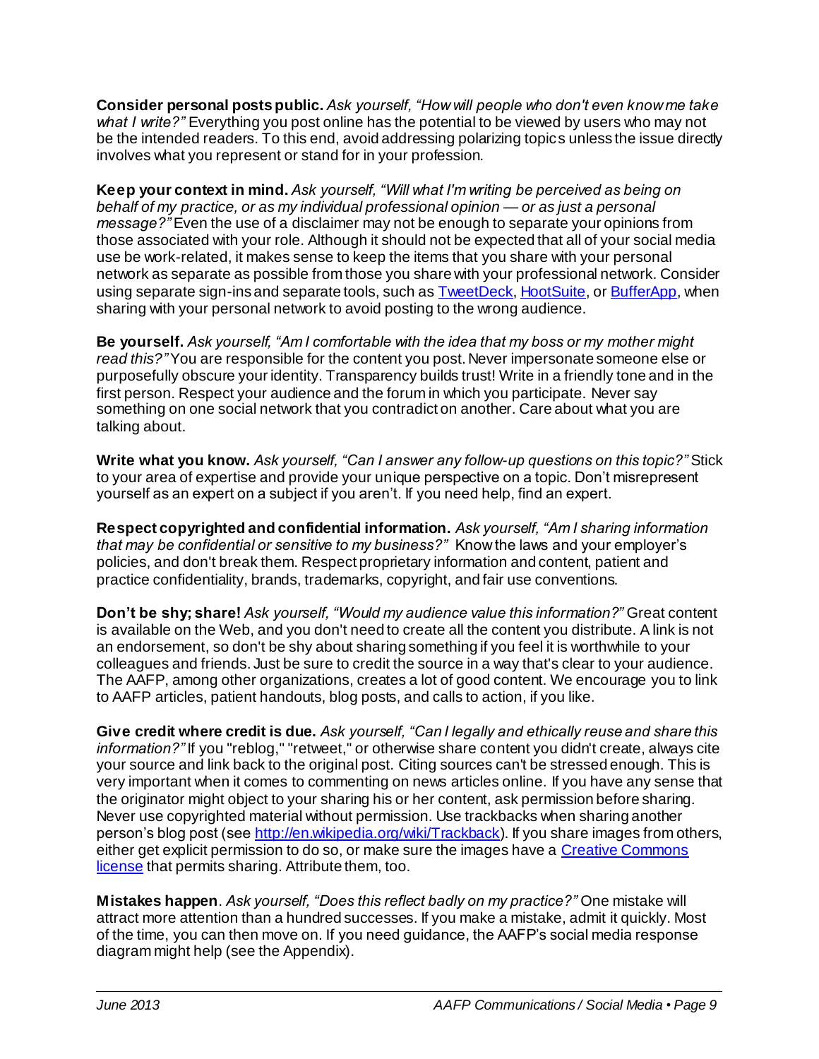**Consider personal posts public.** *Ask yourself, "How will people who don't even know me take what I write?"* Everything you post online has the potential to be viewed by users who may not be the intended readers. To this end, avoid addressing polarizing topics unless the issue directly involves what you represent or stand for in your profession.

**Keep your context in mind.** *Ask yourself, "Will what I'm writing be perceived as being on behalf of my practice, or as my individual professional opinion — or as just a personal message?"* Even the use of a disclaimer may not be enough to separate your opinions from those associated with your role. Although it should not be expected that all of your social media use be work-related, it makes sense to keep the items that you share with your personal network as separate as possible from those you share with your professional network. Consider using separate sign-ins and separate tools, such as [TweetDeck](), [HootSuite](), or [BufferApp](), when sharing with your personal network to avoid posting to the wrong audience.

**Be yourself.** *Ask yourself, "Am I comfortable with the idea that my boss or my mother might read this?"* You are responsible for the content you post. Never impersonate someone else or purposefully obscure your identity. Transparency builds trust! Write in a friendly tone and in the first person. Respect your audience and the forum in which you participate. Never say something on one social network that you contradict on another. Care about what you are talking about.

**Write what you know.** *Ask yourself, "Can I answer any follow-up questions on this topic?"* Stick to your area of expertise and provide your unique perspective on a topic. Don't misrepresent yourself as an expert on a subject if you aren't. If you need help, find an expert.

**Respect copyrighted and confidential information.** *Ask yourself, "Am I sharing information that may be confidential or sensitive to my business?"* Know the laws and your employer's policies, and don't break them. Respect proprietary information and content, patient and practice confidentiality, brands, trademarks, copyright, and fair use conventions.

**Don't be shy; share!** *Ask yourself, "Would my audience value this information?"* Great content is available on the Web, and you don't need to create all the content you distribute. A link is not an endorsement, so don't be shy about sharing something if you feel it is worthwhile to your colleagues and friends. Just be sure to credit the source in a way that's clear to your audience. The AAFP, among other organizations, creates a lot of good content. We encourage you to link to AAFP articles, patient handouts, blog posts, and calls to action, if you like.

**Give credit where credit is due.** *Ask yourself, "Can I legally and ethically reuse and share this information?"* If you "reblog," "retweet," or otherwise share content you didn't create, always cite your source and link back to the original post. Citing sources can't be stressed enough. This is very important when it comes to commenting on news articles online. If you have any sense that the originator might object to your sharing his or her content, ask permission before sharing. Never use copyrighted material without permission. Use trackbacks when sharing another person's blog post (see [http://en.wikipedia.org/wiki/Trackback](http://en.wikipedia.org/wiki/Trackback)). If you share images from others, either get explicit permission to do so, or make sure the images have a [Creative Commons license]() that permits sharing. Attribute them, too.

**Mistakes happen**. *Ask yourself, "Does this reflect badly on my practice?"* One mistake will attract more attention than a hundred successes. If you make a mistake, admit it quickly. Most of the time, you can then move on. If you need guidance, the AAFP's social media response diagram might help (see the Appendix).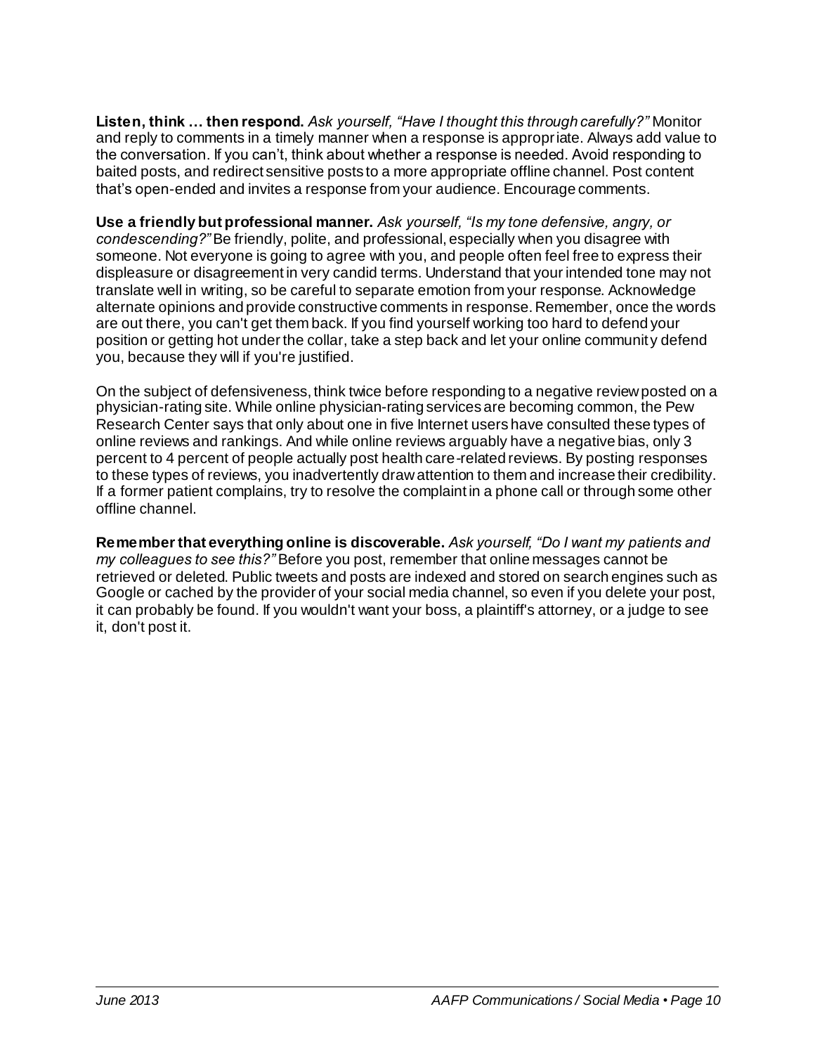**Listen, think … then respond.** *Ask yourself, "Have I thought this through carefully?"* Monitor and reply to comments in a timely manner when a response is appropriate. Always add value to the conversation. If you can't, think about whether a response is needed. Avoid responding to baited posts, and redirect sensitive posts to a more appropriate offline channel. Post content that's open-ended and invites a response from your audience. Encourage comments.

**Use a friendly but professional manner.** *Ask yourself, "Is my tone defensive, angry, or condescending?"* Be friendly, polite, and professional, especially when you disagree with someone. Not everyone is going to agree with you, and people often feel free to express their displeasure or disagreement in very candid terms. Understand that your intended tone may not translate well in writing, so be careful to separate emotion from your response. Acknowledge alternate opinions and provide constructive comments in response. Remember, once the words are out there, you can't get them back. If you find yourself working too hard to defend your position or getting hot under the collar, take a step back and let your online community defend you, because they will if you're justified.

On the subject of defensiveness, think twice before responding to a negative review posted on a physician-rating site. While online physician-rating services are becoming common, the Pew Research Center says that only about one in five Internet users have consulted these types of online reviews and rankings. And while online reviews arguably have a negative bias, only 3 percent to 4 percent of people actually post health care-related reviews. By posting responses to these types of reviews, you inadvertently draw attention to them and increase their credibility. If a former patient complains, try to resolve the complaint in a phone call or through some other offline channel.

**Remember that everything online is discoverable.** *Ask yourself, "Do I want my patients and my colleagues to see this?"* Before you post, remember that online messages cannot be retrieved or deleted. Public tweets and posts are indexed and stored on search engines such as Google or cached by the provider of your social media channel, so even if you delete your post, it can probably be found. If you wouldn't want your boss, a plaintiff's attorney, or a judge to see it, don't post it.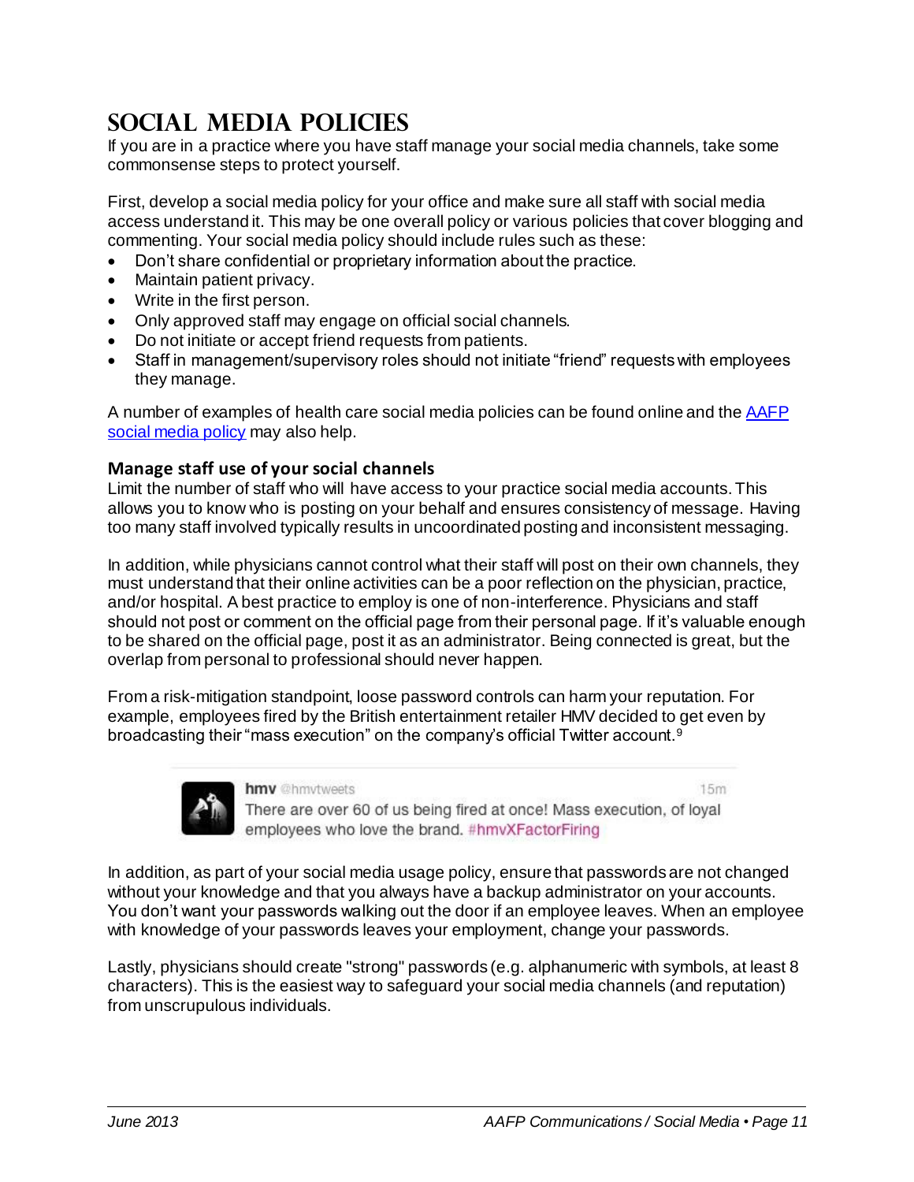# Social Media Policies

If you are in a practice where you have staff manage your social media channels, take some commonsense steps to protect yourself.

First, develop a social media policy for your office and make sure all staff with social media access understand it. This may be one overall policy or various policies that cover blogging and commenting. Your social media policy should include rules such as these:

- Don't share confidential or proprietary information about the practice.
- Maintain patient privacy.
- Write in the first person.
- Only approved staff may engage on official social channels.
- Do not initiate or accept friend requests from patients.
- Staff in management/supervisory roles should not initiate "friend" requests with employees they manage.

A number of examples of health care social media policies can be found online and the AAFP social media policy may also help.

## Manage staff use of your social channels

Limit the number of staff who will have access to your practice social media accounts. This allows you to know who is posting on your behalf and ensures consistency of message. Having too many staff involved typically results in uncoordinated posting and inconsistent messaging.

In addition, while physicians cannot control what their staff will post on their own channels, they must understand that their online activities can be a poor reflection on the physician, practice, and/or hospital. A best practice to employ is one of non-interference. Physicians and staff should not post or comment on the official page from their personal page. If it's valuable enough to be shared on the official page, post it as an administrator. Being connected is great, but the overlap from personal to professional should never happen.

From a risk-mitigation standpoint, loose password controls can harm your reputation. For example, employees fired by the British entertainment retailer HMV decided to get even by broadcasting their "mass execution" on the company's official Twitter account.[9]

> **hmv** @hmvtweets · 15m
> There are over 60 of us being fired at once! Mass execution, of loyal employees who love the brand. #hmvXFactorFiring

In addition, as part of your social media usage policy, ensure that passwords are not changed without your knowledge and that you always have a backup administrator on your accounts. You don't want your passwords walking out the door if an employee leaves. When an employee with knowledge of your passwords leaves your employment, change your passwords.

Lastly, physicians should create "strong" passwords (e.g. alphanumeric with symbols, at least 8 characters). This is the easiest way to safeguard your social media channels (and reputation) from unscrupulous individuals.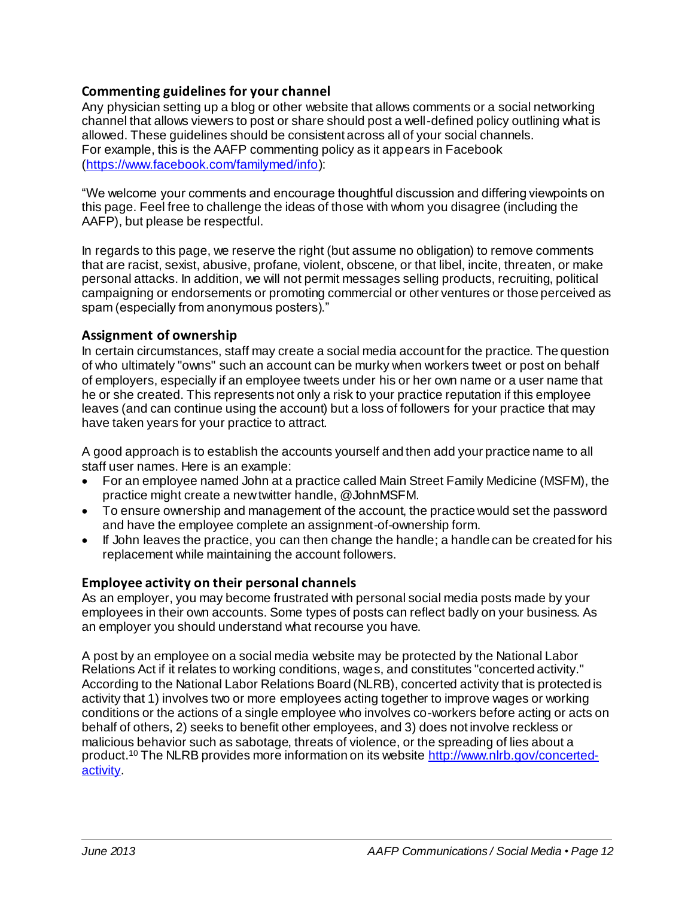### Commenting guidelines for your channel

Any physician setting up a blog or other website that allows comments or a social networking channel that allows viewers to post or share should post a well-defined policy outlining what is allowed. These guidelines should be consistent across all of your social channels.
For example, this is the AAFP commenting policy as it appears in Facebook ([https://www.facebook.com/familymed/info](https://www.facebook.com/familymed/info)):

"We welcome your comments and encourage thoughtful discussion and differing viewpoints on this page. Feel free to challenge the ideas of those with whom you disagree (including the AAFP), but please be respectful.

In regards to this page, we reserve the right (but assume no obligation) to remove comments that are racist, sexist, abusive, profane, violent, obscene, or that libel, incite, threaten, or make personal attacks. In addition, we will not permit messages selling products, recruiting, political campaigning or endorsements or promoting commercial or other ventures or those perceived as spam (especially from anonymous posters)."

### Assignment of ownership

In certain circumstances, staff may create a social media account for the practice. The question of who ultimately "owns" such an account can be murky when workers tweet or post on behalf of employers, especially if an employee tweets under his or her own name or a user name that he or she created. This represents not only a risk to your practice reputation if this employee leaves (and can continue using the account) but a loss of followers for your practice that may have taken years for your practice to attract.

A good approach is to establish the accounts yourself and then add your practice name to all staff user names. Here is an example:

- For an employee named John at a practice called Main Street Family Medicine (MSFM), the practice might create a new twitter handle, @JohnMSFM.
- To ensure ownership and management of the account, the practice would set the password and have the employee complete an assignment-of-ownership form.
- If John leaves the practice, you can then change the handle; a handle can be created for his replacement while maintaining the account followers.

### Employee activity on their personal channels

As an employer, you may become frustrated with personal social media posts made by your employees in their own accounts. Some types of posts can reflect badly on your business. As an employer you should understand what recourse you have.

A post by an employee on a social media website may be protected by the National Labor Relations Act if it relates to working conditions, wages, and constitutes "concerted activity." According to the National Labor Relations Board (NLRB), concerted activity that is protected is activity that 1) involves two or more employees acting together to improve wages or working conditions or the actions of a single employee who involves co-workers before acting or acts on behalf of others, 2) seeks to benefit other employees, and 3) does not involve reckless or malicious behavior such as sabotage, threats of violence, or the spreading of lies about a product.[10] The NLRB provides more information on its website [http://www.nlrb.gov/concerted-activity](http://www.nlrb.gov/concerted-activity).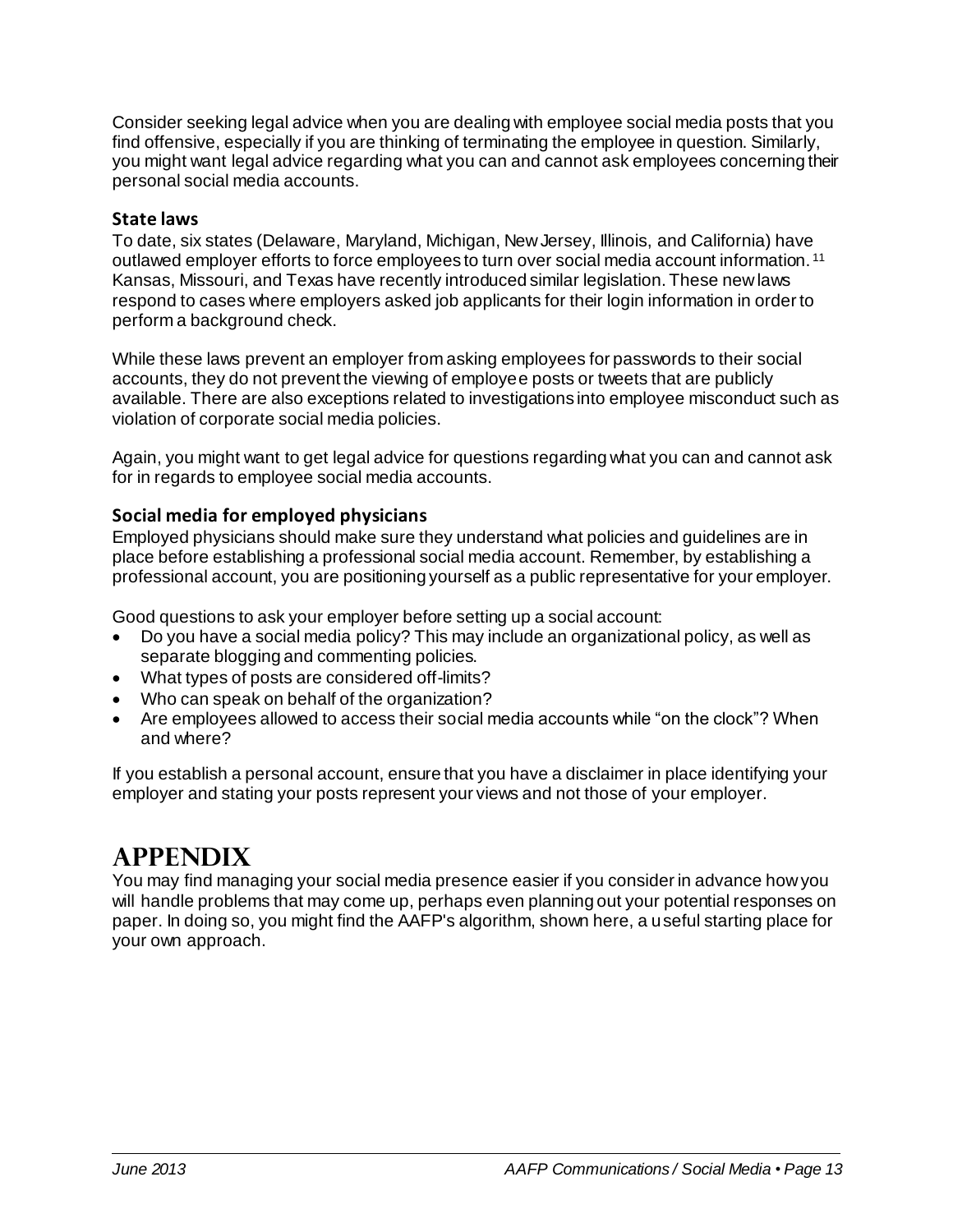Consider seeking legal advice when you are dealing with employee social media posts that you find offensive, especially if you are thinking of terminating the employee in question. Similarly, you might want legal advice regarding what you can and cannot ask employees concerning their personal social media accounts.

### State laws

To date, six states (Delaware, Maryland, Michigan, New Jersey, Illinois, and California) have outlawed employer efforts to force employees to turn over social media account information.[11] Kansas, Missouri, and Texas have recently introduced similar legislation. These new laws respond to cases where employers asked job applicants for their login information in order to perform a background check.

While these laws prevent an employer from asking employees for passwords to their social accounts, they do not prevent the viewing of employee posts or tweets that are publicly available. There are also exceptions related to investigations into employee misconduct such as violation of corporate social media policies.

Again, you might want to get legal advice for questions regarding what you can and cannot ask for in regards to employee social media accounts.

### Social media for employed physicians

Employed physicians should make sure they understand what policies and guidelines are in place before establishing a professional social media account. Remember, by establishing a professional account, you are positioning yourself as a public representative for your employer.

Good questions to ask your employer before setting up a social account:

- Do you have a social media policy? This may include an organizational policy, as well as separate blogging and commenting policies.
- What types of posts are considered off-limits?
- Who can speak on behalf of the organization?
- Are employees allowed to access their social media accounts while "on the clock"? When and where?

If you establish a personal account, ensure that you have a disclaimer in place identifying your employer and stating your posts represent your views and not those of your employer.

# Appendix

You may find managing your social media presence easier if you consider in advance how you will handle problems that may come up, perhaps even planning out your potential responses on paper. In doing so, you might find the AAFP's algorithm, shown here, a useful starting place for your own approach.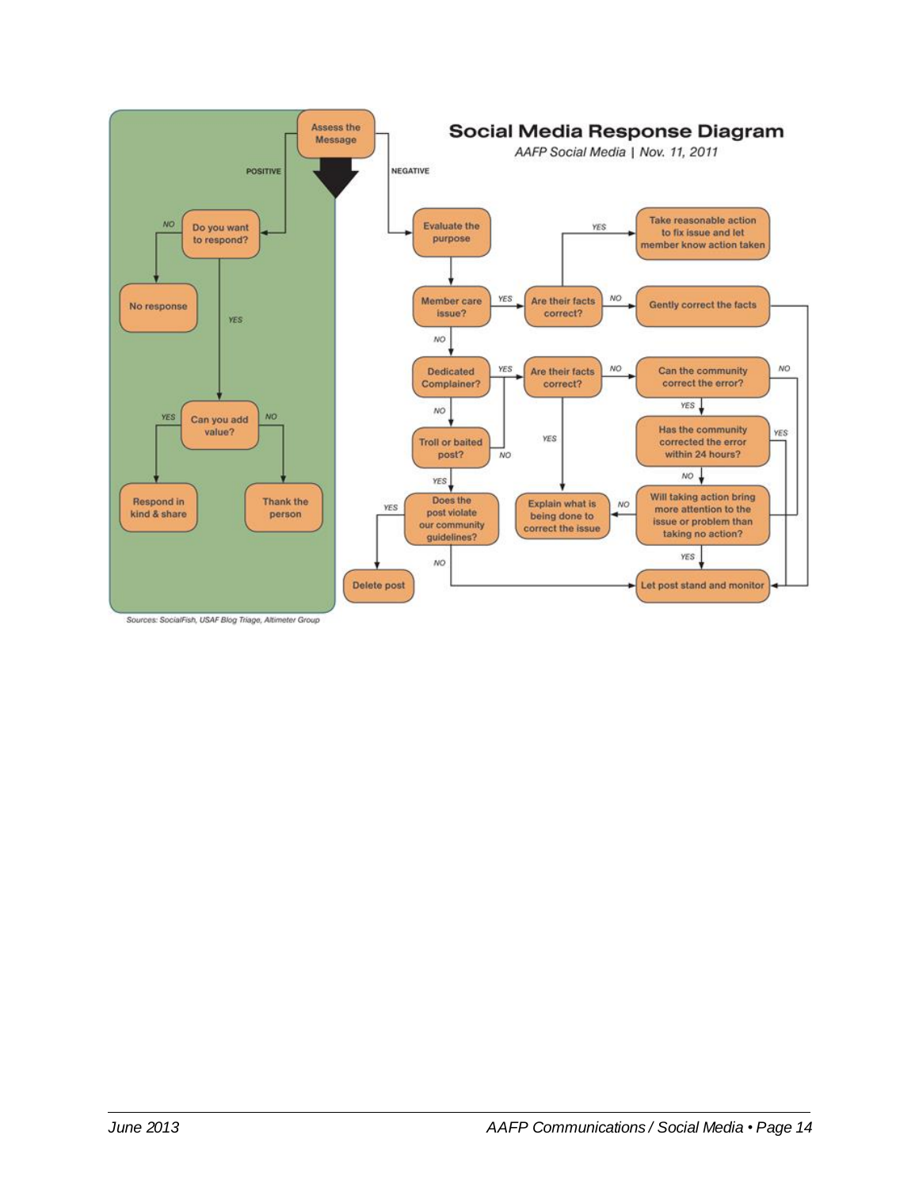# Social Media Response Diagram

*AAFP Social Media | Nov. 11, 2011*

**Assess the Message**

**POSITIVE**

- Do you want to respond?
  - NO → No response
  - YES → Can you add value?
    - YES → Respond in kind & share
    - NO → Thank the person

**NEGATIVE**

- Evaluate the purpose → Member care issue?
  - YES → Are their facts correct?
    - YES → Take reasonable action to fix issue and let member know action taken
    - NO → Gently correct the facts → Let post stand and monitor
  - NO → Dedicated Complainer?
    - YES → Are their facts correct?
      - YES → Explain what is being done to correct the issue
      - NO → Can the community correct the error?
        - NO → Let post stand and monitor
        - YES → Has the community corrected the error within 24 hours?
          - YES → Let post stand and monitor
          - NO → Will taking action bring more attention to the issue or problem than taking no action?
            - YES → Let post stand and monitor
            - NO → Explain what is being done to correct the issue
    - NO → Troll or baited post?
      - NO → Are their facts correct?
      - YES → Does the post violate our community guidelines?
        - YES → Delete post
        - NO → Let post stand and monitor

Sources: SocialFish, USAF Blog Triage, Altimeter Group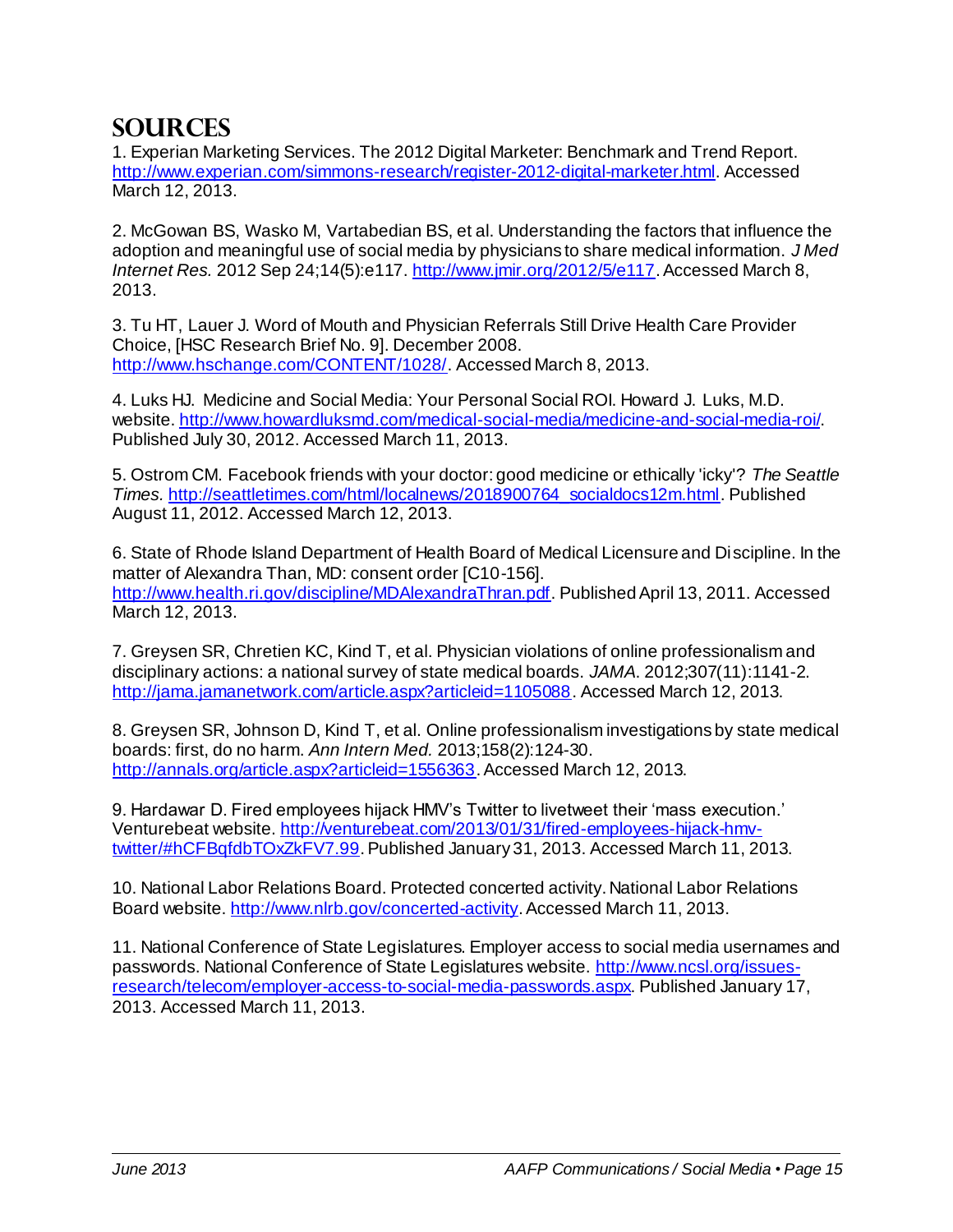# SOURCES

1. Experian Marketing Services. The 2012 Digital Marketer: Benchmark and Trend Report. http://www.experian.com/simmons-research/register-2012-digital-marketer.html. Accessed March 12, 2013.

2. McGowan BS, Wasko M, Vartabedian BS, et al. Understanding the factors that influence the adoption and meaningful use of social media by physicians to share medical information. *J Med Internet Res.* 2012 Sep 24;14(5):e117. http://www.jmir.org/2012/5/e117. Accessed March 8, 2013.

3. Tu HT, Lauer J. Word of Mouth and Physician Referrals Still Drive Health Care Provider Choice, [HSC Research Brief No. 9]. December 2008. http://www.hschange.com/CONTENT/1028/. Accessed March 8, 2013.

4. Luks HJ. Medicine and Social Media: Your Personal Social ROI. Howard J. Luks, M.D. website. http://www.howardluksmd.com/medical-social-media/medicine-and-social-media-roi/. Published July 30, 2012. Accessed March 11, 2013.

5. Ostrom CM. Facebook friends with your doctor: good medicine or ethically 'icky'? *The Seattle Times.* http://seattletimes.com/html/localnews/2018900764_socialdocs12m.html. Published August 11, 2012. Accessed March 12, 2013.

6. State of Rhode Island Department of Health Board of Medical Licensure and Discipline. In the matter of Alexandra Than, MD: consent order [C10-156]. http://www.health.ri.gov/discipline/MDAlexandraThran.pdf. Published April 13, 2011. Accessed March 12, 2013.

7. Greysen SR, Chretien KC, Kind T, et al. Physician violations of online professionalism and disciplinary actions: a national survey of state medical boards. *JAMA*. 2012;307(11):1141-2. http://jama.jamanetwork.com/article.aspx?articleid=1105088. Accessed March 12, 2013.

8. Greysen SR, Johnson D, Kind T, et al. Online professionalism investigations by state medical boards: first, do no harm. *Ann Intern Med.* 2013;158(2):124-30. http://annals.org/article.aspx?articleid=1556363. Accessed March 12, 2013.

9. Hardawar D. Fired employees hijack HMV's Twitter to livetweet their 'mass execution.' Venturebeat website. http://venturebeat.com/2013/01/31/fired-employees-hijack-hmv-twitter/#hCFBqfdbTOxZkFV7.99. Published January 31, 2013. Accessed March 11, 2013.

10. National Labor Relations Board. Protected concerted activity. National Labor Relations Board website. http://www.nlrb.gov/concerted-activity. Accessed March 11, 2013.

11. National Conference of State Legislatures. Employer access to social media usernames and passwords. National Conference of State Legislatures website. http://www.ncsl.org/issues-research/telecom/employer-access-to-social-media-passwords.aspx. Published January 17, 2013. Accessed March 11, 2013.